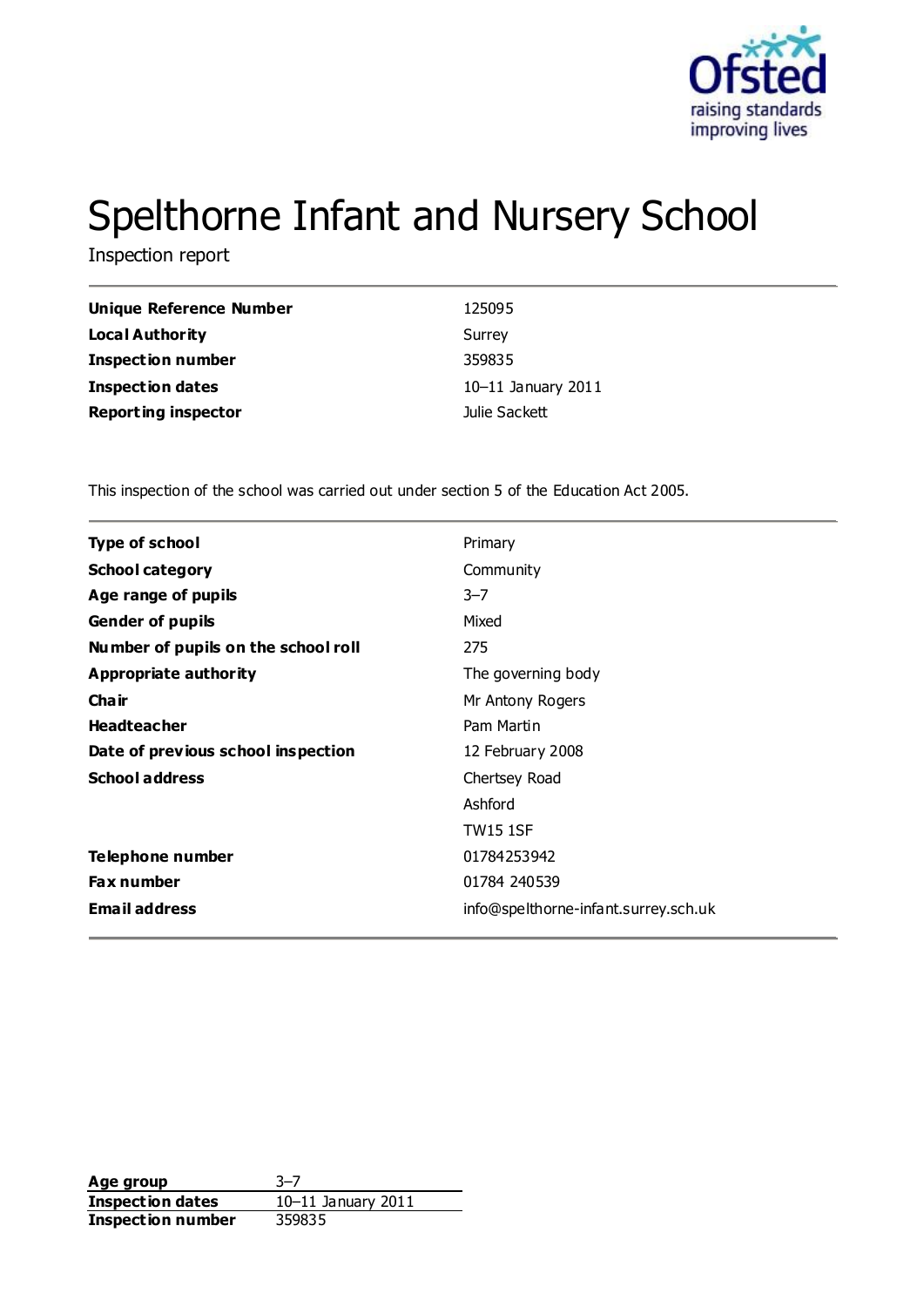# Spelthorne Infant and Nursery School

Inspection report

| | |
|---|---|
| **Unique Reference Number** | 125095 |
| **Local Authority** | Surrey |
| **Inspection number** | 359835 |
| **Inspection dates** | 10–11 January 2011 |
| **Reporting inspector** | Julie Sackett |

This inspection of the school was carried out under section 5 of the Education Act 2005.

| | |
|---|---|
| **Type of school** | Primary |
| **School category** | Community |
| **Age range of pupils** | 3–7 |
| **Gender of pupils** | Mixed |
| **Number of pupils on the school roll** | 275 |
| **Appropriate authority** | The governing body |
| **Chair** | Mr Antony Rogers |
| **Headteacher** | Pam Martin |
| **Date of previous school inspection** | 12 February 2008 |
| **School address** | Chertsey Road<br>Ashford<br>TW15 1SF |
| **Telephone number** | 01784253942 |
| **Fax number** | 01784 240539 |
| **Email address** | info@spelthorne-infant.surrey.sch.uk |

| | |
|---|---|
| **Age group** | 3–7 |
| **Inspection dates** | 10–11 January 2011 |
| **Inspection number** | 359835 |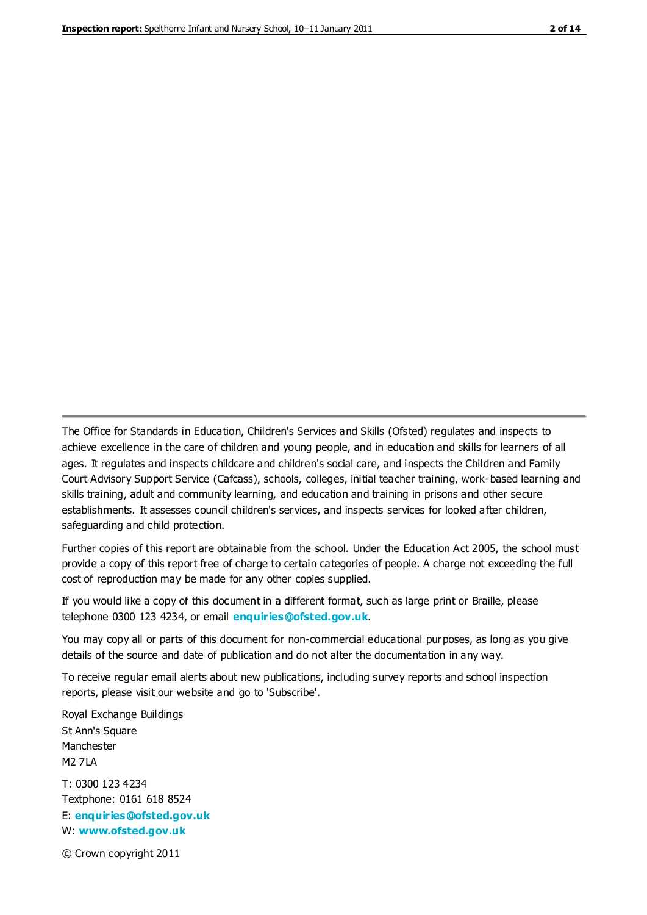The Office for Standards in Education, Children's Services and Skills (Ofsted) regulates and inspects to achieve excellence in the care of children and young people, and in education and skills for learners of all ages. It regulates and inspects childcare and children's social care, and inspects the Children and Family Court Advisory Support Service (Cafcass), schools, colleges, initial teacher training, work-based learning and skills training, adult and community learning, and education and training in prisons and other secure establishments. It assesses council children's services, and inspects services for looked after children, safeguarding and child protection.

Further copies of this report are obtainable from the school. Under the Education Act 2005, the school must provide a copy of this report free of charge to certain categories of people. A charge not exceeding the full cost of reproduction may be made for any other copies supplied.

If you would like a copy of this document in a different format, such as large print or Braille, please telephone 0300 123 4234, or email **enquiries@ofsted.gov.uk**.

You may copy all or parts of this document for non-commercial educational purposes, as long as you give details of the source and date of publication and do not alter the documentation in any way.

To receive regular email alerts about new publications, including survey reports and school inspection reports, please visit our website and go to 'Subscribe'.

Royal Exchange Buildings
St Ann's Square
Manchester
M2 7LA

T: 0300 123 4234
Textphone: 0161 618 8524
E: **enquiries@ofsted.gov.uk**
W: **www.ofsted.gov.uk**

© Crown copyright 2011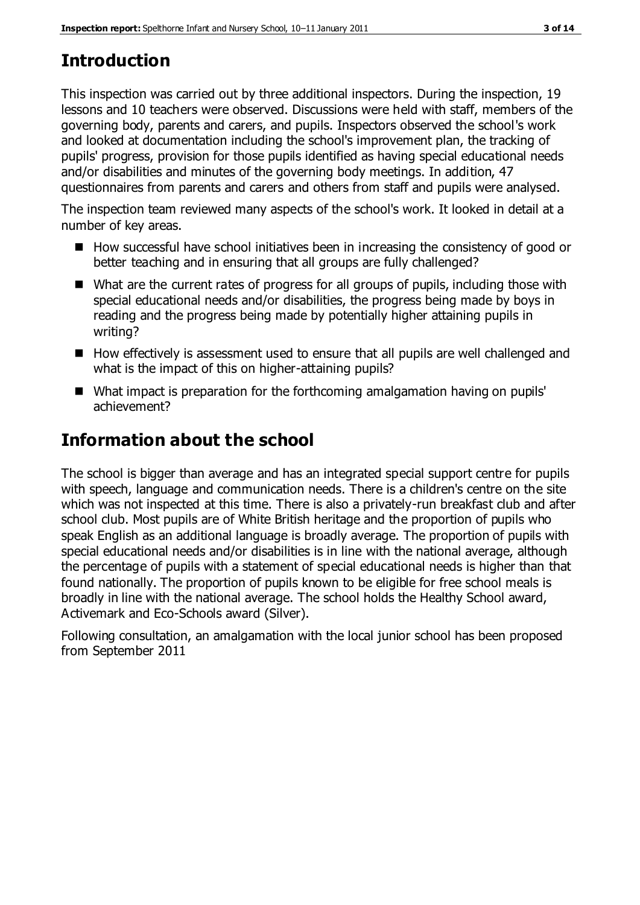## Introduction

This inspection was carried out by three additional inspectors. During the inspection, 19 lessons and 10 teachers were observed. Discussions were held with staff, members of the governing body, parents and carers, and pupils. Inspectors observed the school's work and looked at documentation including the school's improvement plan, the tracking of pupils' progress, provision for those pupils identified as having special educational needs and/or disabilities and minutes of the governing body meetings. In addition, 47 questionnaires from parents and carers and others from staff and pupils were analysed.

The inspection team reviewed many aspects of the school's work. It looked in detail at a number of key areas.

- How successful have school initiatives been in increasing the consistency of good or better teaching and in ensuring that all groups are fully challenged?
- What are the current rates of progress for all groups of pupils, including those with special educational needs and/or disabilities, the progress being made by boys in reading and the progress being made by potentially higher attaining pupils in writing?
- How effectively is assessment used to ensure that all pupils are well challenged and what is the impact of this on higher-attaining pupils?
- What impact is preparation for the forthcoming amalgamation having on pupils' achievement?

## Information about the school

The school is bigger than average and has an integrated special support centre for pupils with speech, language and communication needs. There is a children's centre on the site which was not inspected at this time. There is also a privately-run breakfast club and after school club. Most pupils are of White British heritage and the proportion of pupils who speak English as an additional language is broadly average. The proportion of pupils with special educational needs and/or disabilities is in line with the national average, although the percentage of pupils with a statement of special educational needs is higher than that found nationally. The proportion of pupils known to be eligible for free school meals is broadly in line with the national average. The school holds the Healthy School award, Activemark and Eco-Schools award (Silver).

Following consultation, an amalgamation with the local junior school has been proposed from September 2011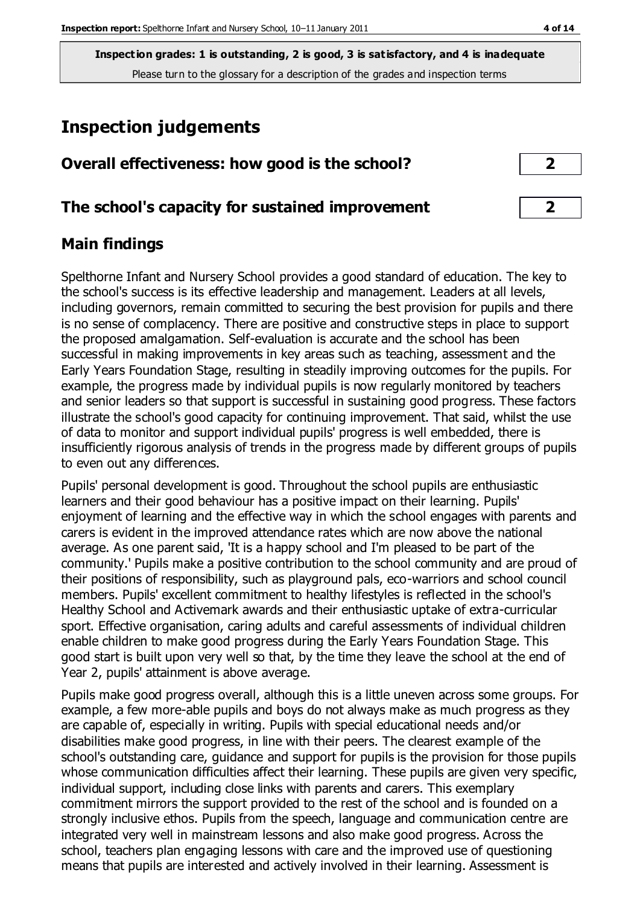**Inspection grades: 1 is outstanding, 2 is good, 3 is satisfactory, and 4 is inadequate**
Please turn to the glossary for a description of the grades and inspection terms

# Inspection judgements

| Overall effectiveness: how good is the school? | 2 |
|---|---|
| The school's capacity for sustained improvement | 2 |

## Main findings

Spelthorne Infant and Nursery School provides a good standard of education. The key to the school's success is its effective leadership and management. Leaders at all levels, including governors, remain committed to securing the best provision for pupils and there is no sense of complacency. There are positive and constructive steps in place to support the proposed amalgamation. Self-evaluation is accurate and the school has been successful in making improvements in key areas such as teaching, assessment and the Early Years Foundation Stage, resulting in steadily improving outcomes for the pupils. For example, the progress made by individual pupils is now regularly monitored by teachers and senior leaders so that support is successful in sustaining good progress. These factors illustrate the school's good capacity for continuing improvement. That said, whilst the use of data to monitor and support individual pupils' progress is well embedded, there is insufficiently rigorous analysis of trends in the progress made by different groups of pupils to even out any differences.

Pupils' personal development is good. Throughout the school pupils are enthusiastic learners and their good behaviour has a positive impact on their learning. Pupils' enjoyment of learning and the effective way in which the school engages with parents and carers is evident in the improved attendance rates which are now above the national average. As one parent said, 'It is a happy school and I'm pleased to be part of the community.' Pupils make a positive contribution to the school community and are proud of their positions of responsibility, such as playground pals, eco-warriors and school council members. Pupils' excellent commitment to healthy lifestyles is reflected in the school's Healthy School and Activemark awards and their enthusiastic uptake of extra-curricular sport. Effective organisation, caring adults and careful assessments of individual children enable children to make good progress during the Early Years Foundation Stage. This good start is built upon very well so that, by the time they leave the school at the end of Year 2, pupils' attainment is above average.

Pupils make good progress overall, although this is a little uneven across some groups. For example, a few more-able pupils and boys do not always make as much progress as they are capable of, especially in writing. Pupils with special educational needs and/or disabilities make good progress, in line with their peers. The clearest example of the school's outstanding care, guidance and support for pupils is the provision for those pupils whose communication difficulties affect their learning. These pupils are given very specific, individual support, including close links with parents and carers. This exemplary commitment mirrors the support provided to the rest of the school and is founded on a strongly inclusive ethos. Pupils from the speech, language and communication centre are integrated very well in mainstream lessons and also make good progress. Across the school, teachers plan engaging lessons with care and the improved use of questioning means that pupils are interested and actively involved in their learning. Assessment is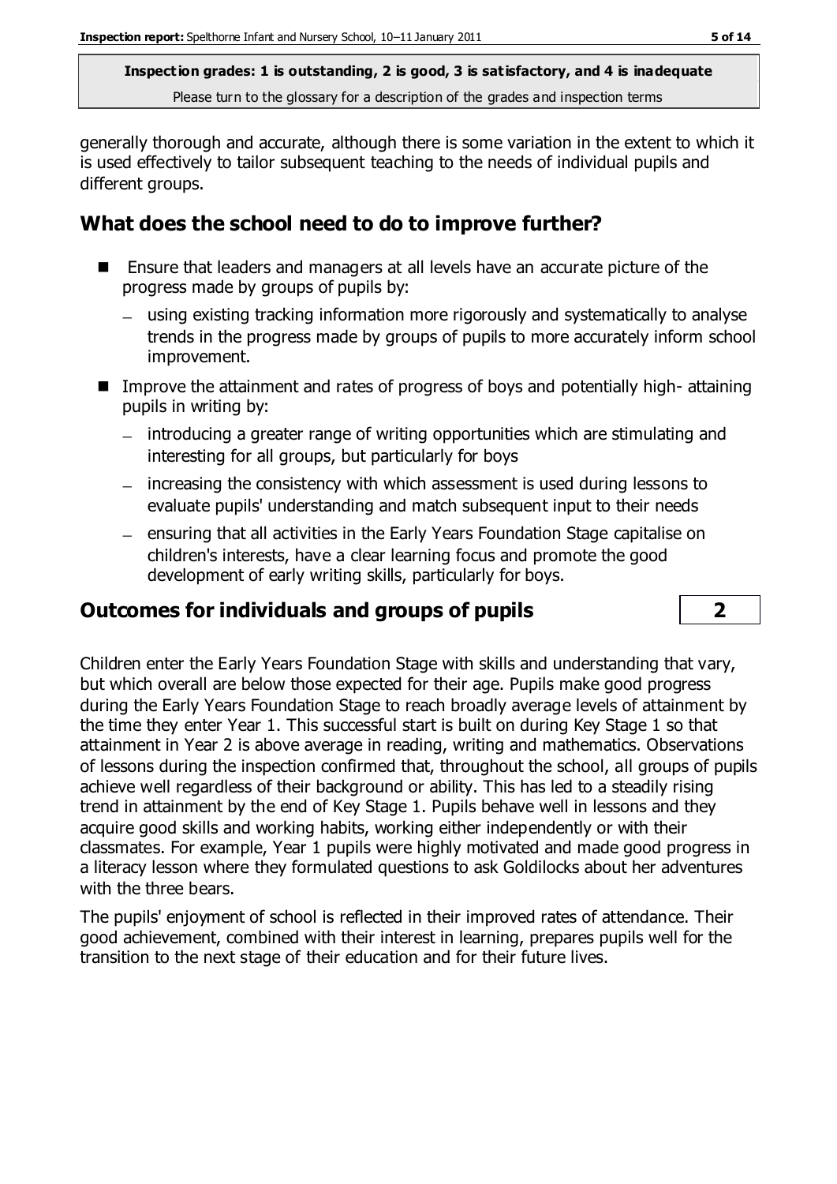generally thorough and accurate, although there is some variation in the extent to which it is used effectively to tailor subsequent teaching to the needs of individual pupils and different groups.

## What does the school need to do to improve further?

- Ensure that leaders and managers at all levels have an accurate picture of the progress made by groups of pupils by:
  - using existing tracking information more rigorously and systematically to analyse trends in the progress made by groups of pupils to more accurately inform school improvement.
- Improve the attainment and rates of progress of boys and potentially high- attaining pupils in writing by:
  - introducing a greater range of writing opportunities which are stimulating and interesting for all groups, but particularly for boys
  - increasing the consistency with which assessment is used during lessons to evaluate pupils' understanding and match subsequent input to their needs
  - ensuring that all activities in the Early Years Foundation Stage capitalise on children's interests, have a clear learning focus and promote the good development of early writing skills, particularly for boys.

## Outcomes for individuals and groups of pupils — 2

Children enter the Early Years Foundation Stage with skills and understanding that vary, but which overall are below those expected for their age. Pupils make good progress during the Early Years Foundation Stage to reach broadly average levels of attainment by the time they enter Year 1. This successful start is built on during Key Stage 1 so that attainment in Year 2 is above average in reading, writing and mathematics. Observations of lessons during the inspection confirmed that, throughout the school, all groups of pupils achieve well regardless of their background or ability. This has led to a steadily rising trend in attainment by the end of Key Stage 1. Pupils behave well in lessons and they acquire good skills and working habits, working either independently or with their classmates. For example, Year 1 pupils were highly motivated and made good progress in a literacy lesson where they formulated questions to ask Goldilocks about her adventures with the three bears.

The pupils' enjoyment of school is reflected in their improved rates of attendance. Their good achievement, combined with their interest in learning, prepares pupils well for the transition to the next stage of their education and for their future lives.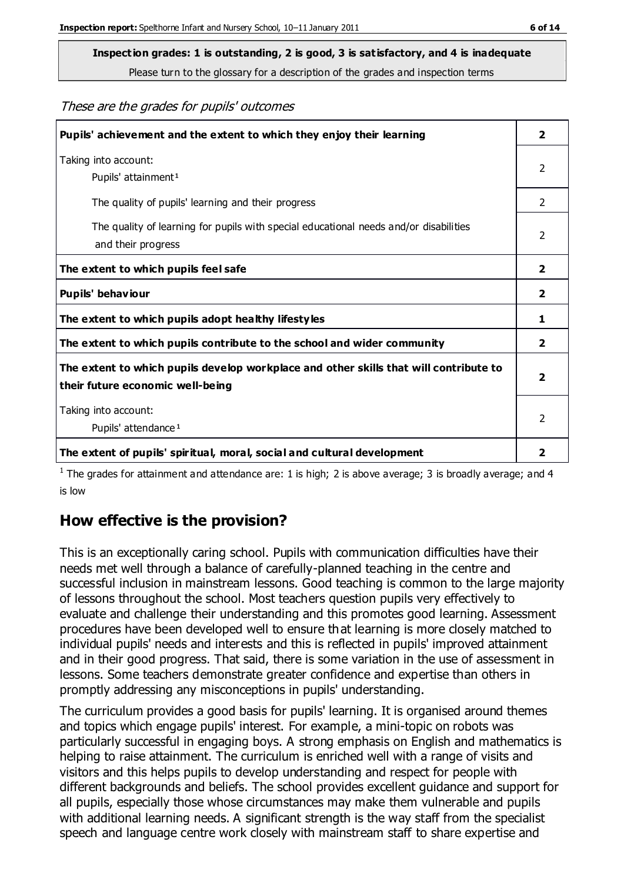**Inspection grades: 1 is outstanding, 2 is good, 3 is satisfactory, and 4 is inadequate**
Please turn to the glossary for a description of the grades and inspection terms

*These are the grades for pupils' outcomes*

| | |
|---|---|
| **Pupils' achievement and the extent to which they enjoy their learning** | **2** |
| Taking into account: Pupils' attainment[1] | 2 |
| The quality of pupils' learning and their progress | 2 |
| The quality of learning for pupils with special educational needs and/or disabilities and their progress | 2 |
| **The extent to which pupils feel safe** | **2** |
| **Pupils' behaviour** | **2** |
| **The extent to which pupils adopt healthy lifestyles** | **1** |
| **The extent to which pupils contribute to the school and wider community** | **2** |
| **The extent to which pupils develop workplace and other skills that will contribute to their future economic well-being** | **2** |
| Taking into account: Pupils' attendance[1] | 2 |
| **The extent of pupils' spiritual, moral, social and cultural development** | **2** |

[1] The grades for attainment and attendance are: 1 is high; 2 is above average; 3 is broadly average; and 4 is low

## How effective is the provision?

This is an exceptionally caring school. Pupils with communication difficulties have their needs met well through a balance of carefully-planned teaching in the centre and successful inclusion in mainstream lessons. Good teaching is common to the large majority of lessons throughout the school. Most teachers question pupils very effectively to evaluate and challenge their understanding and this promotes good learning. Assessment procedures have been developed well to ensure that learning is more closely matched to individual pupils' needs and interests and this is reflected in pupils' improved attainment and in their good progress. That said, there is some variation in the use of assessment in lessons. Some teachers demonstrate greater confidence and expertise than others in promptly addressing any misconceptions in pupils' understanding.

The curriculum provides a good basis for pupils' learning. It is organised around themes and topics which engage pupils' interest. For example, a mini-topic on robots was particularly successful in engaging boys. A strong emphasis on English and mathematics is helping to raise attainment. The curriculum is enriched well with a range of visits and visitors and this helps pupils to develop understanding and respect for people with different backgrounds and beliefs. The school provides excellent guidance and support for all pupils, especially those whose circumstances may make them vulnerable and pupils with additional learning needs. A significant strength is the way staff from the specialist speech and language centre work closely with mainstream staff to share expertise and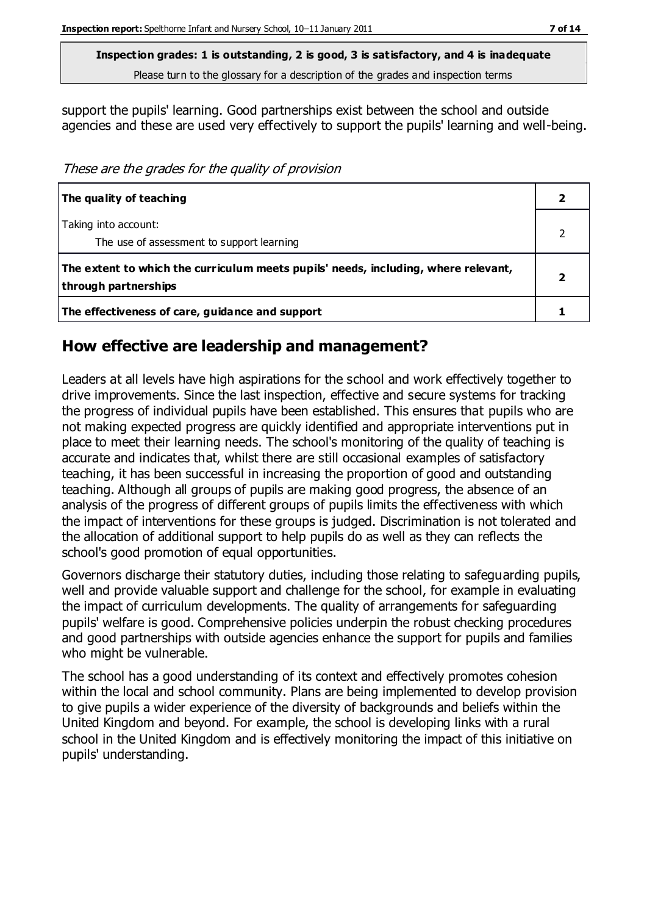**Inspection grades: 1 is outstanding, 2 is good, 3 is satisfactory, and 4 is inadequate**
Please turn to the glossary for a description of the grades and inspection terms

support the pupils' learning. Good partnerships exist between the school and outside agencies and these are used very effectively to support the pupils' learning and well-being.

*These are the grades for the quality of provision*

| | |
|---|---|
| **The quality of teaching** | **2** |
| Taking into account:<br>The use of assessment to support learning | 2 |
| **The extent to which the curriculum meets pupils' needs, including, where relevant, through partnerships** | **2** |
| **The effectiveness of care, guidance and support** | **1** |

## How effective are leadership and management?

Leaders at all levels have high aspirations for the school and work effectively together to drive improvements. Since the last inspection, effective and secure systems for tracking the progress of individual pupils have been established. This ensures that pupils who are not making expected progress are quickly identified and appropriate interventions put in place to meet their learning needs. The school's monitoring of the quality of teaching is accurate and indicates that, whilst there are still occasional examples of satisfactory teaching, it has been successful in increasing the proportion of good and outstanding teaching. Although all groups of pupils are making good progress, the absence of an analysis of the progress of different groups of pupils limits the effectiveness with which the impact of interventions for these groups is judged. Discrimination is not tolerated and the allocation of additional support to help pupils do as well as they can reflects the school's good promotion of equal opportunities.

Governors discharge their statutory duties, including those relating to safeguarding pupils, well and provide valuable support and challenge for the school, for example in evaluating the impact of curriculum developments. The quality of arrangements for safeguarding pupils' welfare is good. Comprehensive policies underpin the robust checking procedures and good partnerships with outside agencies enhance the support for pupils and families who might be vulnerable.

The school has a good understanding of its context and effectively promotes cohesion within the local and school community. Plans are being implemented to develop provision to give pupils a wider experience of the diversity of backgrounds and beliefs within the United Kingdom and beyond. For example, the school is developing links with a rural school in the United Kingdom and is effectively monitoring the impact of this initiative on pupils' understanding.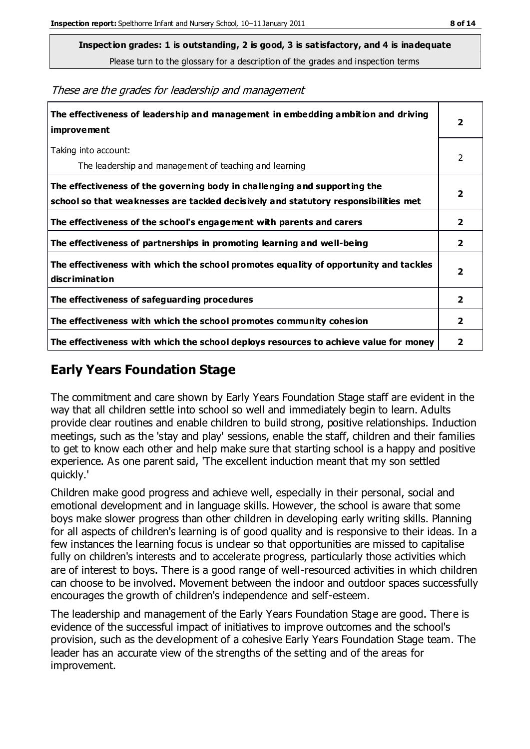**Inspection grades: 1 is outstanding, 2 is good, 3 is satisfactory, and 4 is inadequate**

Please turn to the glossary for a description of the grades and inspection terms

*These are the grades for leadership and management*

| | |
|---|---|
| **The effectiveness of leadership and management in embedding ambition and driving improvement** | **2** |
| Taking into account:<br>The leadership and management of teaching and learning | 2 |
| **The effectiveness of the governing body in challenging and supporting the school so that weaknesses are tackled decisively and statutory responsibilities met** | **2** |
| **The effectiveness of the school's engagement with parents and carers** | **2** |
| **The effectiveness of partnerships in promoting learning and well-being** | **2** |
| **The effectiveness with which the school promotes equality of opportunity and tackles discrimination** | **2** |
| **The effectiveness of safeguarding procedures** | **2** |
| **The effectiveness with which the school promotes community cohesion** | **2** |
| **The effectiveness with which the school deploys resources to achieve value for money** | **2** |

## Early Years Foundation Stage

The commitment and care shown by Early Years Foundation Stage staff are evident in the way that all children settle into school so well and immediately begin to learn. Adults provide clear routines and enable children to build strong, positive relationships. Induction meetings, such as the 'stay and play' sessions, enable the staff, children and their families to get to know each other and help make sure that starting school is a happy and positive experience. As one parent said, 'The excellent induction meant that my son settled quickly.'

Children make good progress and achieve well, especially in their personal, social and emotional development and in language skills. However, the school is aware that some boys make slower progress than other children in developing early writing skills. Planning for all aspects of children's learning is of good quality and is responsive to their ideas. In a few instances the learning focus is unclear so that opportunities are missed to capitalise fully on children's interests and to accelerate progress, particularly those activities which are of interest to boys. There is a good range of well-resourced activities in which children can choose to be involved. Movement between the indoor and outdoor spaces successfully encourages the growth of children's independence and self-esteem.

The leadership and management of the Early Years Foundation Stage are good. There is evidence of the successful impact of initiatives to improve outcomes and the school's provision, such as the development of a cohesive Early Years Foundation Stage team. The leader has an accurate view of the strengths of the setting and of the areas for improvement.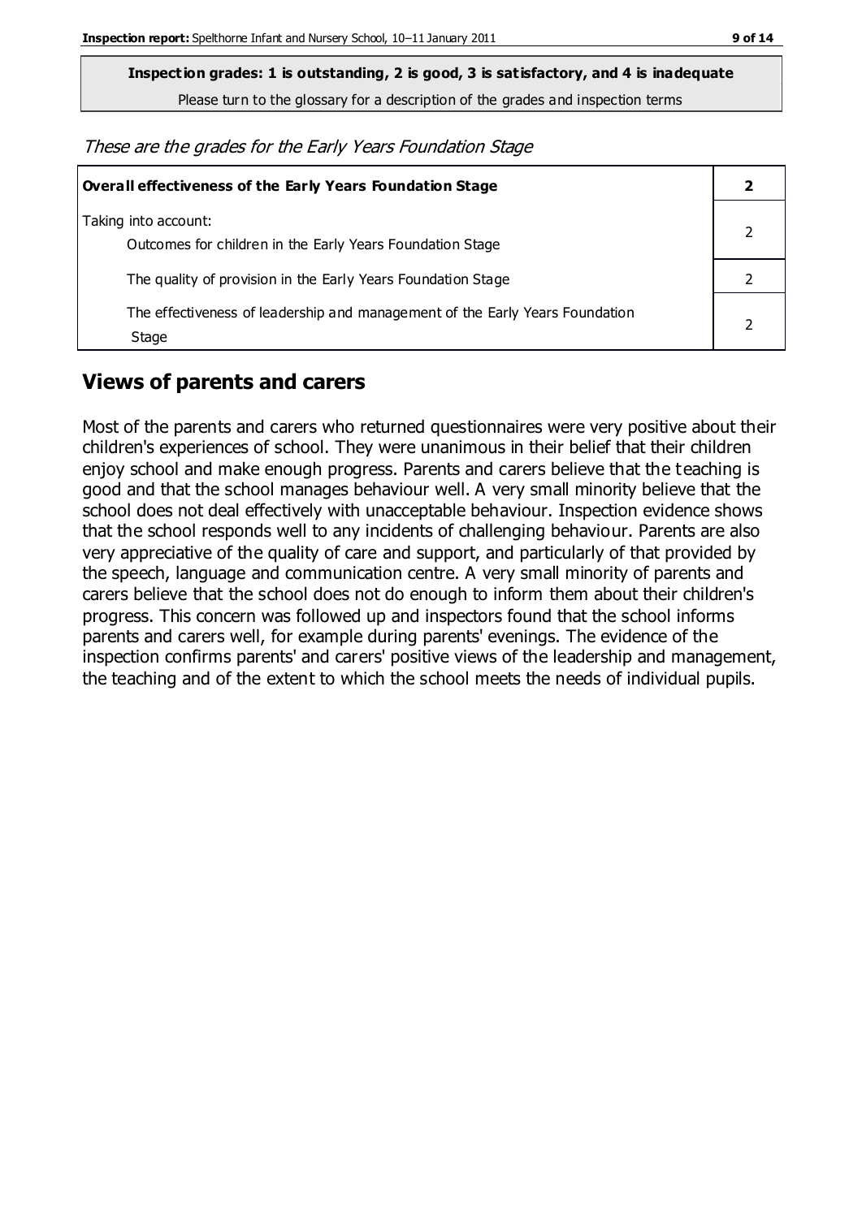**Inspection grades: 1 is outstanding, 2 is good, 3 is satisfactory, and 4 is inadequate**

Please turn to the glossary for a description of the grades and inspection terms

*These are the grades for the Early Years Foundation Stage*

| **Overall effectiveness of the Early Years Foundation Stage** | **2** |
|---|---|
| Taking into account:<br>Outcomes for children in the Early Years Foundation Stage | 2 |
| The quality of provision in the Early Years Foundation Stage | 2 |
| The effectiveness of leadership and management of the Early Years Foundation Stage | 2 |

## Views of parents and carers

Most of the parents and carers who returned questionnaires were very positive about their children's experiences of school. They were unanimous in their belief that their children enjoy school and make enough progress. Parents and carers believe that the teaching is good and that the school manages behaviour well. A very small minority believe that the school does not deal effectively with unacceptable behaviour. Inspection evidence shows that the school responds well to any incidents of challenging behaviour. Parents are also very appreciative of the quality of care and support, and particularly of that provided by the speech, language and communication centre. A very small minority of parents and carers believe that the school does not do enough to inform them about their children's progress. This concern was followed up and inspectors found that the school informs parents and carers well, for example during parents' evenings. The evidence of the inspection confirms parents' and carers' positive views of the leadership and management, the teaching and of the extent to which the school meets the needs of individual pupils.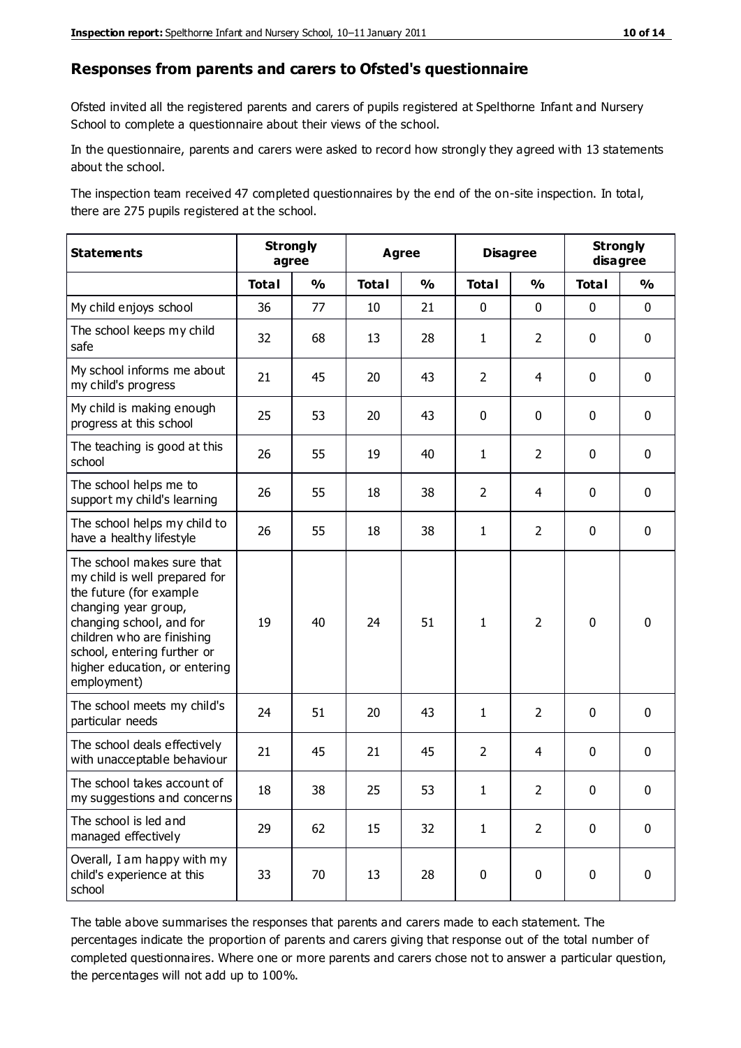## Responses from parents and carers to Ofsted's questionnaire

Ofsted invited all the registered parents and carers of pupils registered at Spelthorne Infant and Nursery School to complete a questionnaire about their views of the school.

In the questionnaire, parents and carers were asked to record how strongly they agreed with 13 statements about the school.

The inspection team received 47 completed questionnaires by the end of the on-site inspection. In total, there are 275 pupils registered at the school.

| Statements | Strongly agree | | Agree | | Disagree | | Strongly disagree | |
|---|---|---|---|---|---|---|---|---|
| | Total | % | Total | % | Total | % | Total | % |
| My child enjoys school | 36 | 77 | 10 | 21 | 0 | 0 | 0 | 0 |
| The school keeps my child safe | 32 | 68 | 13 | 28 | 1 | 2 | 0 | 0 |
| My school informs me about my child's progress | 21 | 45 | 20 | 43 | 2 | 4 | 0 | 0 |
| My child is making enough progress at this school | 25 | 53 | 20 | 43 | 0 | 0 | 0 | 0 |
| The teaching is good at this school | 26 | 55 | 19 | 40 | 1 | 2 | 0 | 0 |
| The school helps me to support my child's learning | 26 | 55 | 18 | 38 | 2 | 4 | 0 | 0 |
| The school helps my child to have a healthy lifestyle | 26 | 55 | 18 | 38 | 1 | 2 | 0 | 0 |
| The school makes sure that my child is well prepared for the future (for example changing year group, changing school, and for children who are finishing school, entering further or higher education, or entering employment) | 19 | 40 | 24 | 51 | 1 | 2 | 0 | 0 |
| The school meets my child's particular needs | 24 | 51 | 20 | 43 | 1 | 2 | 0 | 0 |
| The school deals effectively with unacceptable behaviour | 21 | 45 | 21 | 45 | 2 | 4 | 0 | 0 |
| The school takes account of my suggestions and concerns | 18 | 38 | 25 | 53 | 1 | 2 | 0 | 0 |
| The school is led and managed effectively | 29 | 62 | 15 | 32 | 1 | 2 | 0 | 0 |
| Overall, I am happy with my child's experience at this school | 33 | 70 | 13 | 28 | 0 | 0 | 0 | 0 |

The table above summarises the responses that parents and carers made to each statement. The percentages indicate the proportion of parents and carers giving that response out of the total number of completed questionnaires. Where one or more parents and carers chose not to answer a particular question, the percentages will not add up to 100%.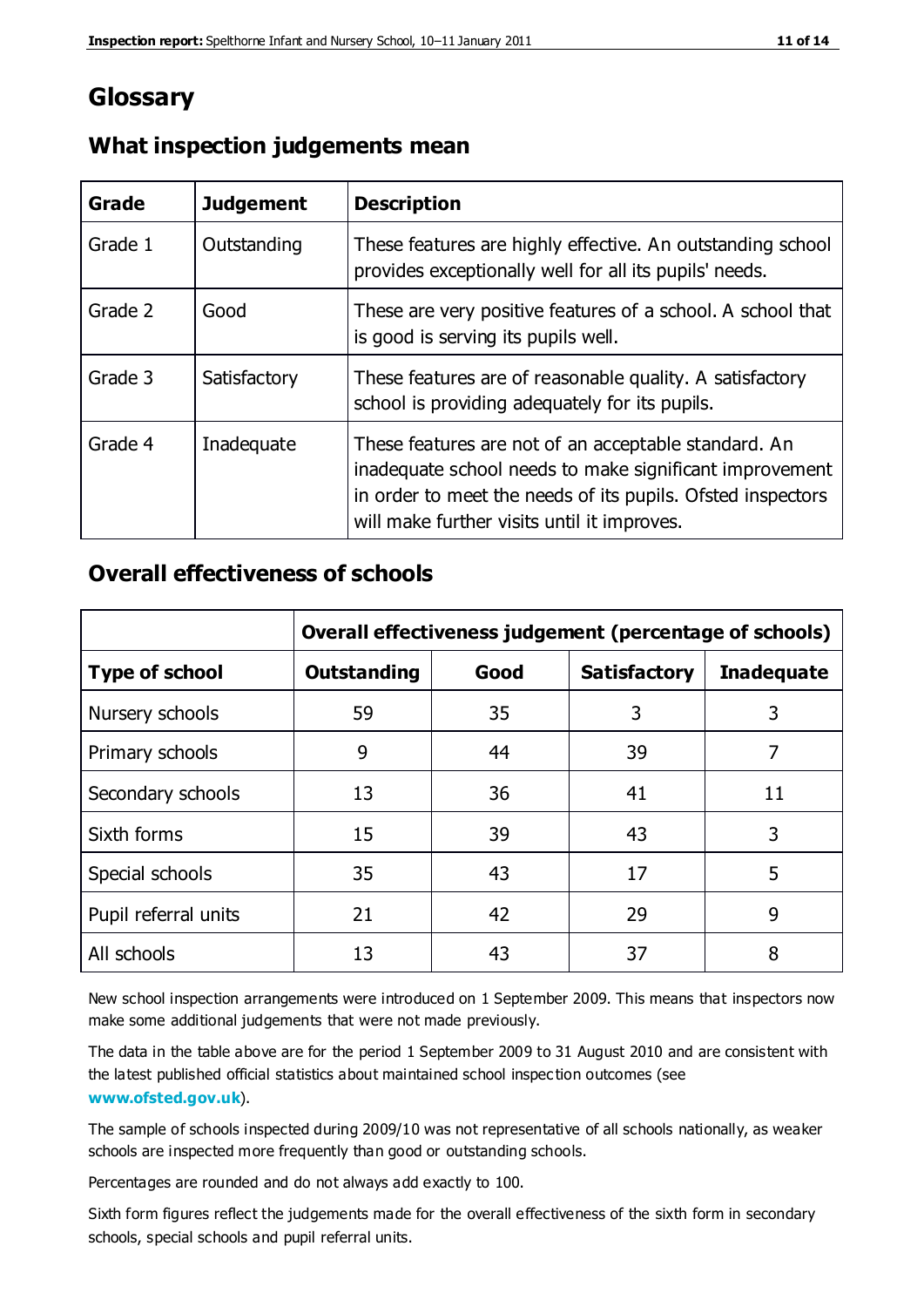# Glossary

## What inspection judgements mean

| Grade | Judgement | Description |
|---|---|---|
| Grade 1 | Outstanding | These features are highly effective. An outstanding school provides exceptionally well for all its pupils' needs. |
| Grade 2 | Good | These are very positive features of a school. A school that is good is serving its pupils well. |
| Grade 3 | Satisfactory | These features are of reasonable quality. A satisfactory school is providing adequately for its pupils. |
| Grade 4 | Inadequate | These features are not of an acceptable standard. An inadequate school needs to make significant improvement in order to meet the needs of its pupils. Ofsted inspectors will make further visits until it improves. |

## Overall effectiveness of schools

| | Overall effectiveness judgement (percentage of schools) | | | |
|---|---|---|---|---|
| **Type of school** | **Outstanding** | **Good** | **Satisfactory** | **Inadequate** |
| Nursery schools | 59 | 35 | 3 | 3 |
| Primary schools | 9 | 44 | 39 | 7 |
| Secondary schools | 13 | 36 | 41 | 11 |
| Sixth forms | 15 | 39 | 43 | 3 |
| Special schools | 35 | 43 | 17 | 5 |
| Pupil referral units | 21 | 42 | 29 | 9 |
| All schools | 13 | 43 | 37 | 8 |

New school inspection arrangements were introduced on 1 September 2009. This means that inspectors now make some additional judgements that were not made previously.

The data in the table above are for the period 1 September 2009 to 31 August 2010 and are consistent with the latest published official statistics about maintained school inspection outcomes (see **www.ofsted.gov.uk**).

The sample of schools inspected during 2009/10 was not representative of all schools nationally, as weaker schools are inspected more frequently than good or outstanding schools.

Percentages are rounded and do not always add exactly to 100.

Sixth form figures reflect the judgements made for the overall effectiveness of the sixth form in secondary schools, special schools and pupil referral units.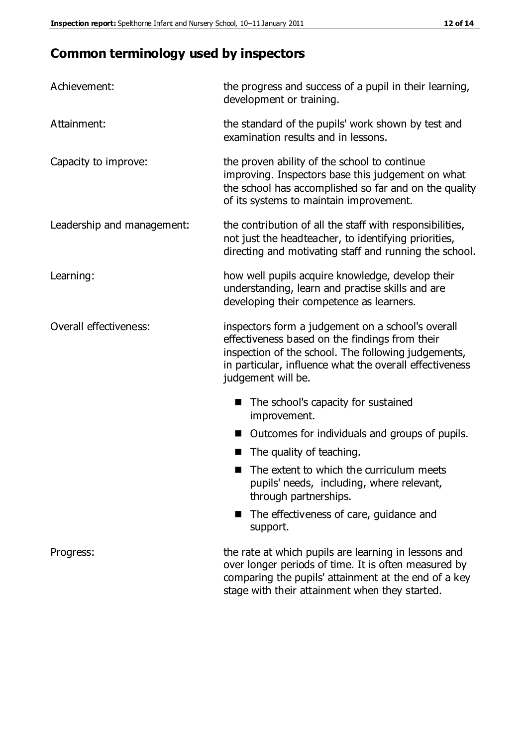## Common terminology used by inspectors

**Achievement:** the progress and success of a pupil in their learning, development or training.

**Attainment:** the standard of the pupils' work shown by test and examination results and in lessons.

**Capacity to improve:** the proven ability of the school to continue improving. Inspectors base this judgement on what the school has accomplished so far and on the quality of its systems to maintain improvement.

**Leadership and management:** the contribution of all the staff with responsibilities, not just the headteacher, to identifying priorities, directing and motivating staff and running the school.

**Learning:** how well pupils acquire knowledge, develop their understanding, learn and practise skills and are developing their competence as learners.

**Overall effectiveness:** inspectors form a judgement on a school's overall effectiveness based on the findings from their inspection of the school. The following judgements, in particular, influence what the overall effectiveness judgement will be.

- The school's capacity for sustained improvement.
- Outcomes for individuals and groups of pupils.
- The quality of teaching.
- The extent to which the curriculum meets pupils' needs, including, where relevant, through partnerships.
- The effectiveness of care, guidance and support.

**Progress:** the rate at which pupils are learning in lessons and over longer periods of time. It is often measured by comparing the pupils' attainment at the end of a key stage with their attainment when they started.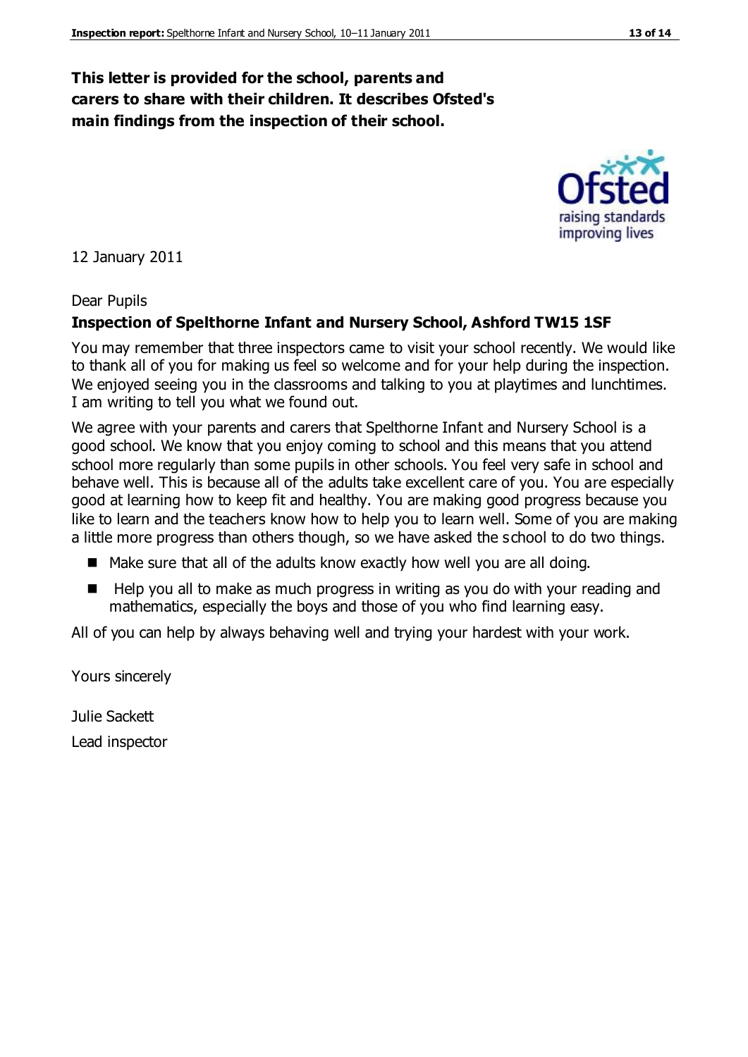**This letter is provided for the school, parents and carers to share with their children. It describes Ofsted's main findings from the inspection of their school.**

12 January 2011

Dear Pupils

**Inspection of Spelthorne Infant and Nursery School, Ashford TW15 1SF**

You may remember that three inspectors came to visit your school recently. We would like to thank all of you for making us feel so welcome and for your help during the inspection. We enjoyed seeing you in the classrooms and talking to you at playtimes and lunchtimes. I am writing to tell you what we found out.

We agree with your parents and carers that Spelthorne Infant and Nursery School is a good school. We know that you enjoy coming to school and this means that you attend school more regularly than some pupils in other schools. You feel very safe in school and behave well. This is because all of the adults take excellent care of you. You are especially good at learning how to keep fit and healthy. You are making good progress because you like to learn and the teachers know how to help you to learn well. Some of you are making a little more progress than others though, so we have asked the school to do two things.

- Make sure that all of the adults know exactly how well you are all doing.
- Help you all to make as much progress in writing as you do with your reading and mathematics, especially the boys and those of you who find learning easy.

All of you can help by always behaving well and trying your hardest with your work.

Yours sincerely

Julie Sackett

Lead inspector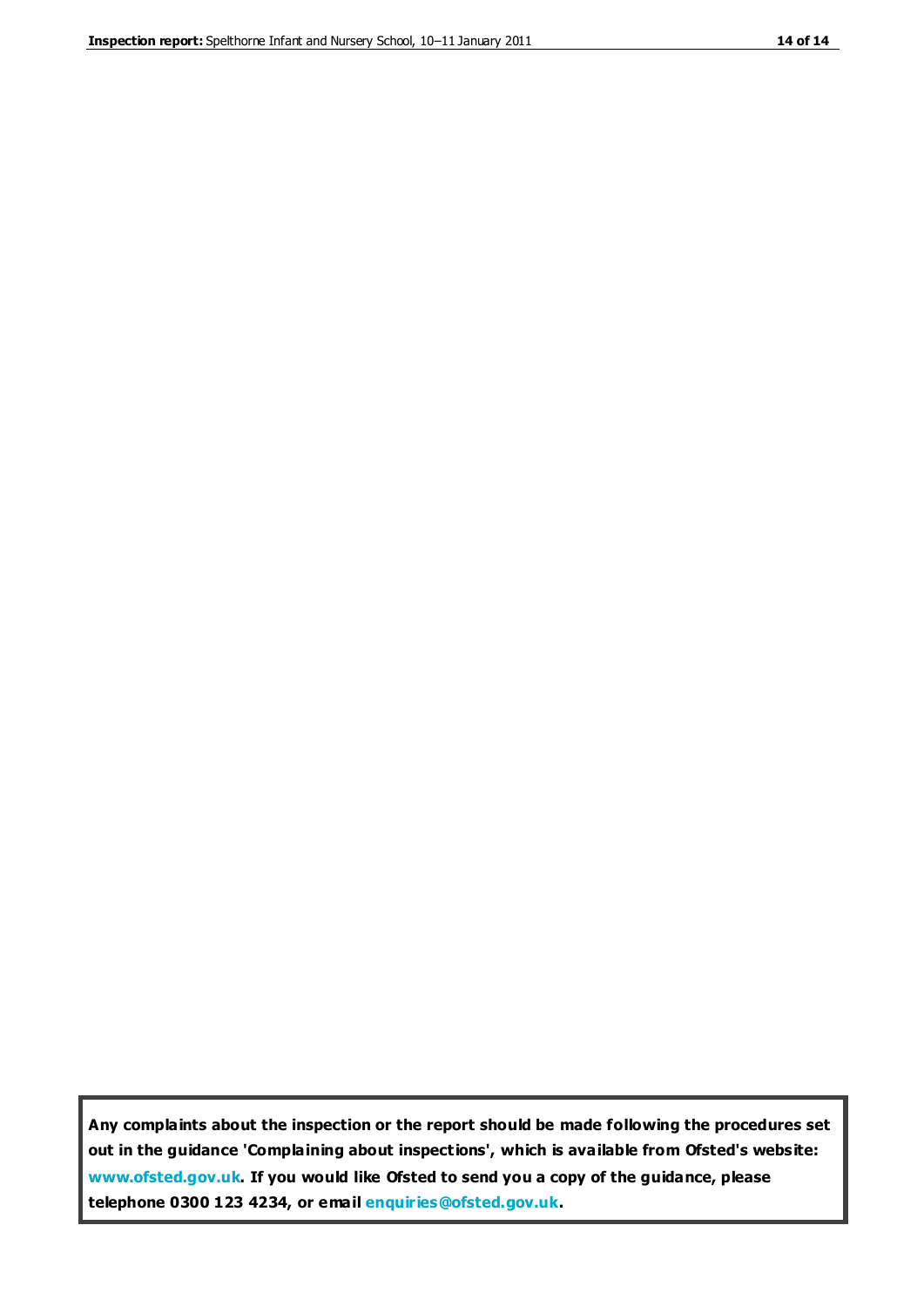**Any complaints about the inspection or the report should be made following the procedures set out in the guidance 'Complaining about inspections', which is available from Ofsted's website: www.ofsted.gov.uk. If you would like Ofsted to send you a copy of the guidance, please telephone 0300 123 4234, or email enquiries@ofsted.gov.uk.**